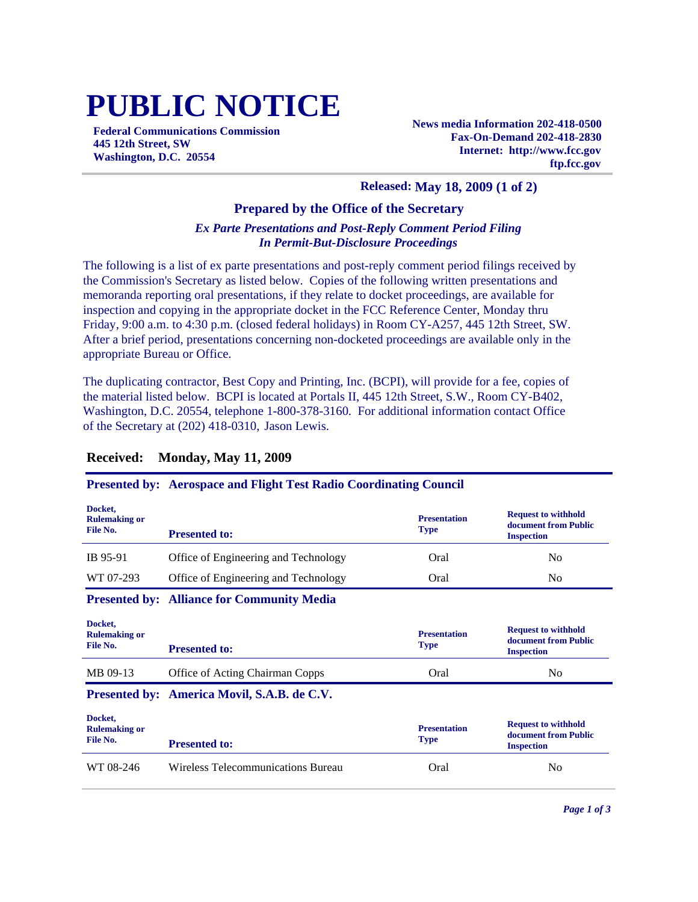# PUBLIC NOTICE

**Federal Communications Commission**
**445 12th Street, SW**
**Washington, D.C. 20554**

**News media Information 202-418-0500**
**Fax-On-Demand 202-418-2830**
**Internet: http://www.fcc.gov**
**ftp.fcc.gov**

**Released: May 18, 2009 (1 of 2)**

## Prepared by the Office of the Secretary

***Ex Parte Presentations and Post-Reply Comment Period Filing In Permit-But-Disclosure Proceedings***

The following is a list of ex parte presentations and post-reply comment period filings received by the Commission's Secretary as listed below. Copies of the following written presentations and memoranda reporting oral presentations, if they relate to docket proceedings, are available for inspection and copying in the appropriate docket in the FCC Reference Center, Monday thru Friday, 9:00 a.m. to 4:30 p.m. (closed federal holidays) in Room CY-A257, 445 12th Street, SW. After a brief period, presentations concerning non-docketed proceedings are available only in the appropriate Bureau or Office.

The duplicating contractor, Best Copy and Printing, Inc. (BCPI), will provide for a fee, copies of the material listed below. BCPI is located at Portals II, 445 12th Street, S.W., Room CY-B402, Washington, D.C. 20554, telephone 1-800-378-3160. For additional information contact Office of the Secretary at (202) 418-0310, Jason Lewis.

### Received: Monday, May 11, 2009

**Presented by: Aerospace and Flight Test Radio Coordinating Council**

| Docket, Rulemaking or File No. | Presented to: | Presentation Type | Request to withhold document from Public Inspection |
|---|---|---|---|
| IB 95-91 | Office of Engineering and Technology | Oral | No |
| WT 07-293 | Office of Engineering and Technology | Oral | No |

**Presented by: Alliance for Community Media**

| Docket, Rulemaking or File No. | Presented to: | Presentation Type | Request to withhold document from Public Inspection |
|---|---|---|---|
| MB 09-13 | Office of Acting Chairman Copps | Oral | No |

**Presented by: America Movil, S.A.B. de C.V.**

| Docket, Rulemaking or File No. | Presented to: | Presentation Type | Request to withhold document from Public Inspection |
|---|---|---|---|
| WT 08-246 | Wireless Telecommunications Bureau | Oral | No |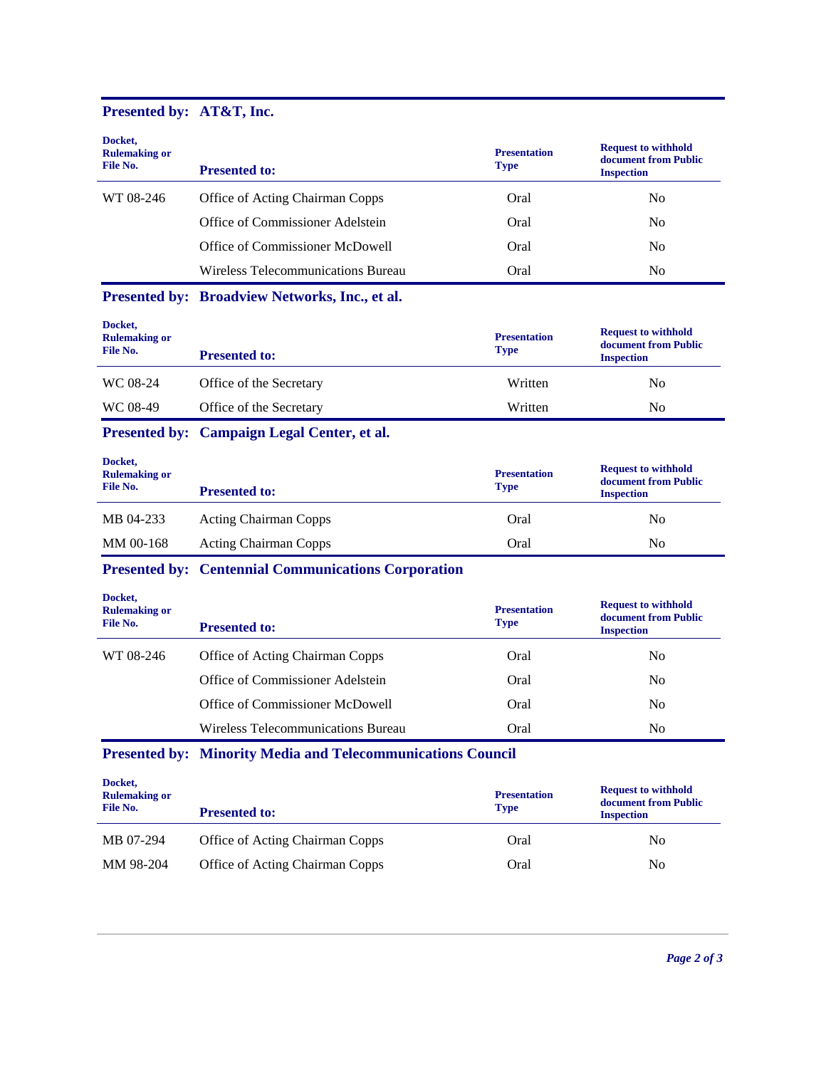## Presented by: AT&T, Inc.

| Docket, Rulemaking or File No. | Presented to: | Presentation Type | Request to withhold document from Public Inspection |
|---|---|---|---|
| WT 08-246 | Office of Acting Chairman Copps | Oral | No |
| | Office of Commissioner Adelstein | Oral | No |
| | Office of Commissioner McDowell | Oral | No |
| | Wireless Telecommunications Bureau | Oral | No |

## Presented by: Broadview Networks, Inc., et al.

| Docket, Rulemaking or File No. | Presented to: | Presentation Type | Request to withhold document from Public Inspection |
|---|---|---|---|
| WC 08-24 | Office of the Secretary | Written | No |
| WC 08-49 | Office of the Secretary | Written | No |

## Presented by: Campaign Legal Center, et al.

| Docket, Rulemaking or File No. | Presented to: | Presentation Type | Request to withhold document from Public Inspection |
|---|---|---|---|
| MB 04-233 | Acting Chairman Copps | Oral | No |
| MM 00-168 | Acting Chairman Copps | Oral | No |

## Presented by: Centennial Communications Corporation

| Docket, Rulemaking or File No. | Presented to: | Presentation Type | Request to withhold document from Public Inspection |
|---|---|---|---|
| WT 08-246 | Office of Acting Chairman Copps | Oral | No |
| | Office of Commissioner Adelstein | Oral | No |
| | Office of Commissioner McDowell | Oral | No |
| | Wireless Telecommunications Bureau | Oral | No |

## Presented by: Minority Media and Telecommunications Council

| Docket, Rulemaking or File No. | Presented to: | Presentation Type | Request to withhold document from Public Inspection |
|---|---|---|---|
| MB 07-294 | Office of Acting Chairman Copps | Oral | No |
| MM 98-204 | Office of Acting Chairman Copps | Oral | No |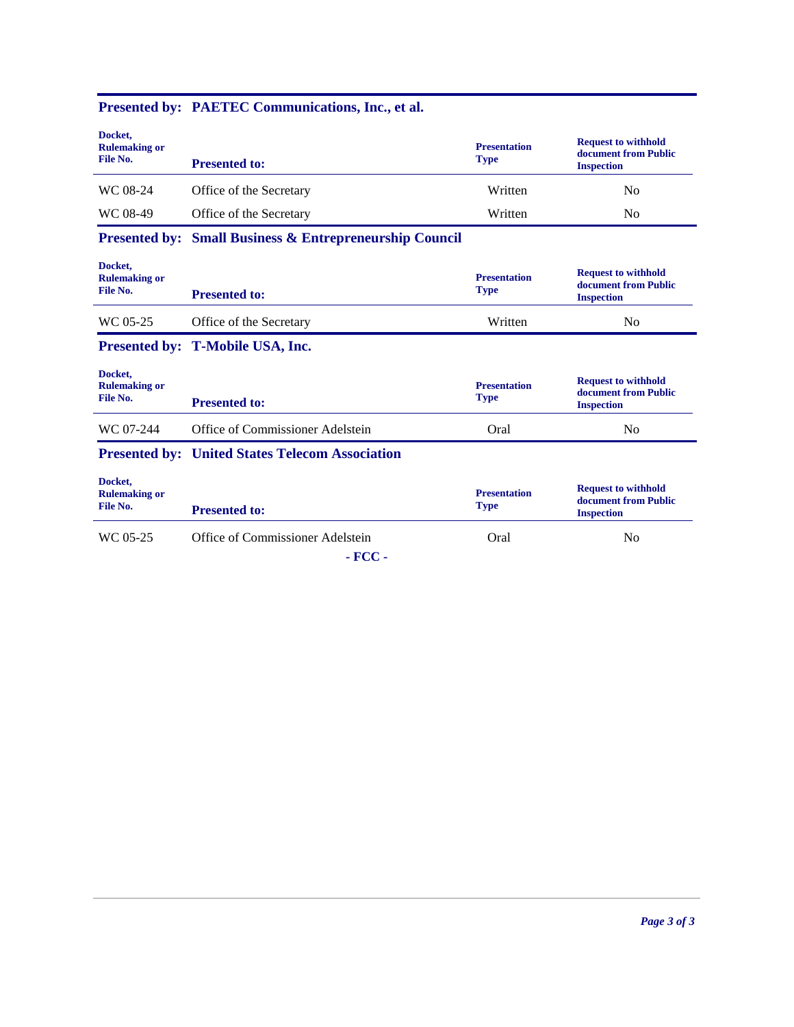**Presented by: PAETEC Communications, Inc., et al.**

| Docket, Rulemaking or File No. | Presented to: | Presentation Type | Request to withhold document from Public Inspection |
| --- | --- | --- | --- |
| WC 08-24 | Office of the Secretary | Written | No |
| WC 08-49 | Office of the Secretary | Written | No |

**Presented by: Small Business & Entrepreneurship Council**

| Docket, Rulemaking or File No. | Presented to: | Presentation Type | Request to withhold document from Public Inspection |
| --- | --- | --- | --- |
| WC 05-25 | Office of the Secretary | Written | No |

**Presented by: T-Mobile USA, Inc.**

| Docket, Rulemaking or File No. | Presented to: | Presentation Type | Request to withhold document from Public Inspection |
| --- | --- | --- | --- |
| WC 07-244 | Office of Commissioner Adelstein | Oral | No |

**Presented by: United States Telecom Association**

| Docket, Rulemaking or File No. | Presented to: | Presentation Type | Request to withhold document from Public Inspection |
| --- | --- | --- | --- |
| WC 05-25 | Office of Commissioner Adelstein | Oral | No |

**- FCC -**